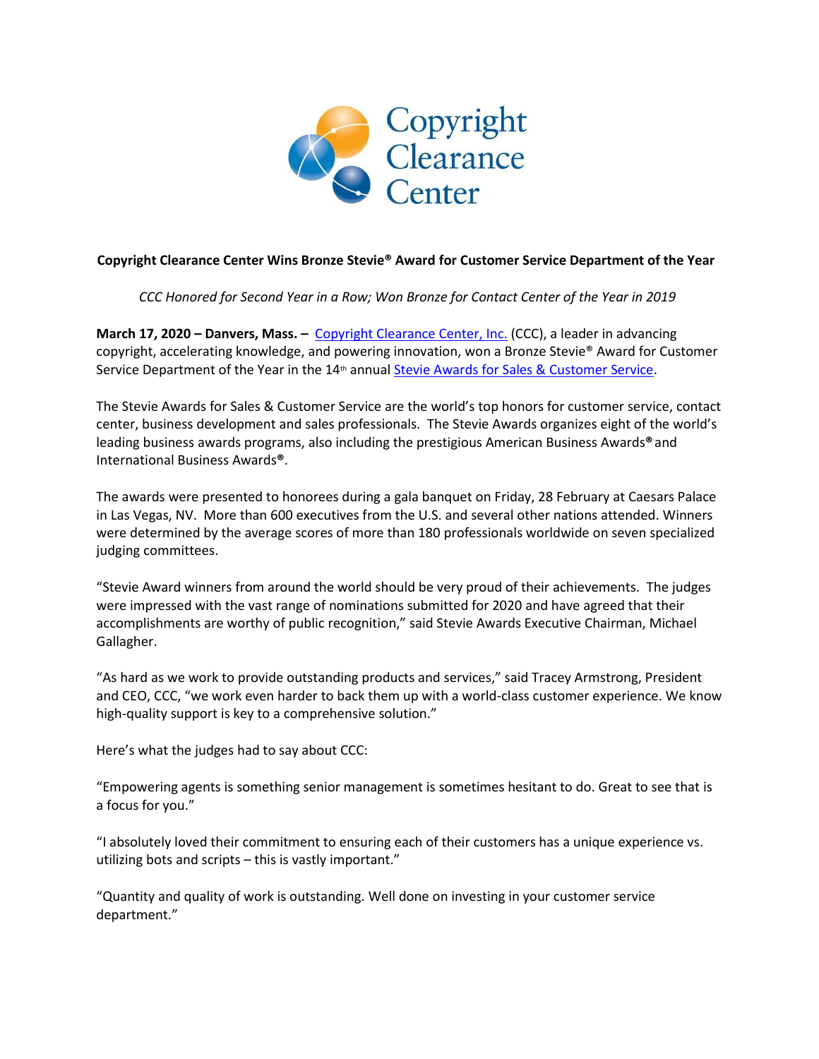# Copyright Clearance Center Wins Bronze Stevie® Award for Customer Service Department of the Year

*CCC Honored for Second Year in a Row; Won Bronze for Contact Center of the Year in 2019*

**March 17, 2020 – Danvers, Mass. –** Copyright Clearance Center, Inc. (CCC), a leader in advancing copyright, accelerating knowledge, and powering innovation, won a Bronze Stevie® Award for Customer Service Department of the Year in the 14th annual Stevie Awards for Sales & Customer Service.

The Stevie Awards for Sales & Customer Service are the world's top honors for customer service, contact center, business development and sales professionals. The Stevie Awards organizes eight of the world's leading business awards programs, also including the prestigious American Business Awards® and International Business Awards®.

The awards were presented to honorees during a gala banquet on Friday, 28 February at Caesars Palace in Las Vegas, NV. More than 600 executives from the U.S. and several other nations attended. Winners were determined by the average scores of more than 180 professionals worldwide on seven specialized judging committees.

"Stevie Award winners from around the world should be very proud of their achievements. The judges were impressed with the vast range of nominations submitted for 2020 and have agreed that their accomplishments are worthy of public recognition," said Stevie Awards Executive Chairman, Michael Gallagher.

"As hard as we work to provide outstanding products and services," said Tracey Armstrong, President and CEO, CCC, "we work even harder to back them up with a world-class customer experience. We know high-quality support is key to a comprehensive solution."

Here's what the judges had to say about CCC:

"Empowering agents is something senior management is sometimes hesitant to do. Great to see that is a focus for you."

"I absolutely loved their commitment to ensuring each of their customers has a unique experience vs. utilizing bots and scripts – this is vastly important."

"Quantity and quality of work is outstanding. Well done on investing in your customer service department."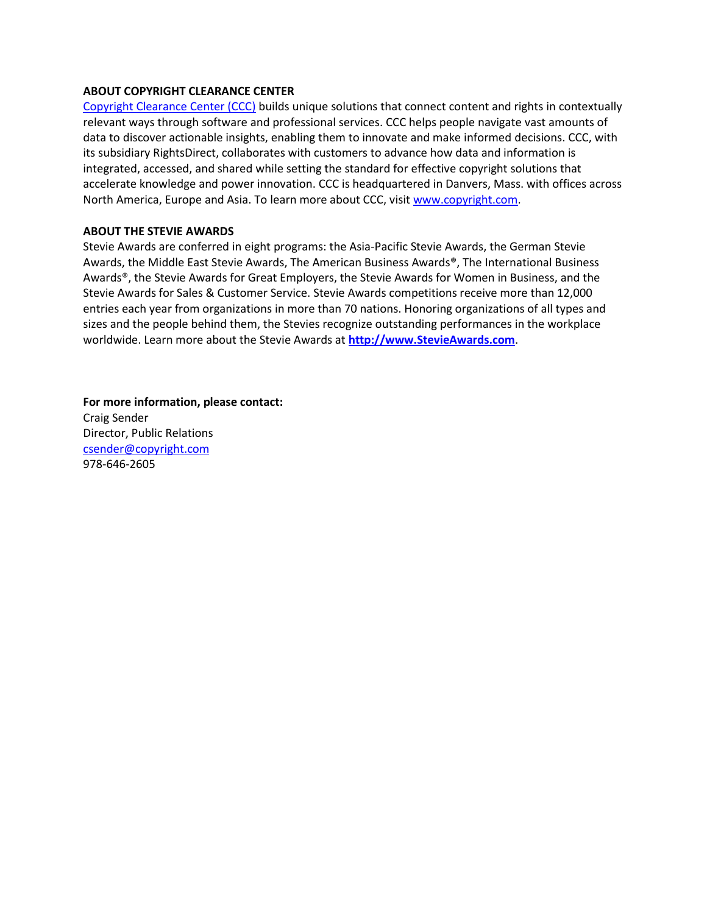**ABOUT COPYRIGHT CLEARANCE CENTER**

Copyright Clearance Center (CCC) builds unique solutions that connect content and rights in contextually relevant ways through software and professional services. CCC helps people navigate vast amounts of data to discover actionable insights, enabling them to innovate and make informed decisions. CCC, with its subsidiary RightsDirect, collaborates with customers to advance how data and information is integrated, accessed, and shared while setting the standard for effective copyright solutions that accelerate knowledge and power innovation. CCC is headquartered in Danvers, Mass. with offices across North America, Europe and Asia. To learn more about CCC, visit www.copyright.com.

**ABOUT THE STEVIE AWARDS**

Stevie Awards are conferred in eight programs: the Asia-Pacific Stevie Awards, the German Stevie Awards, the Middle East Stevie Awards, The American Business Awards®, The International Business Awards®, the Stevie Awards for Great Employers, the Stevie Awards for Women in Business, and the Stevie Awards for Sales & Customer Service. Stevie Awards competitions receive more than 12,000 entries each year from organizations in more than 70 nations. Honoring organizations of all types and sizes and the people behind them, the Stevies recognize outstanding performances in the workplace worldwide. Learn more about the Stevie Awards at **http://www.StevieAwards.com**.

**For more information, please contact:**
Craig Sender
Director, Public Relations
csender@copyright.com
978-646-2605